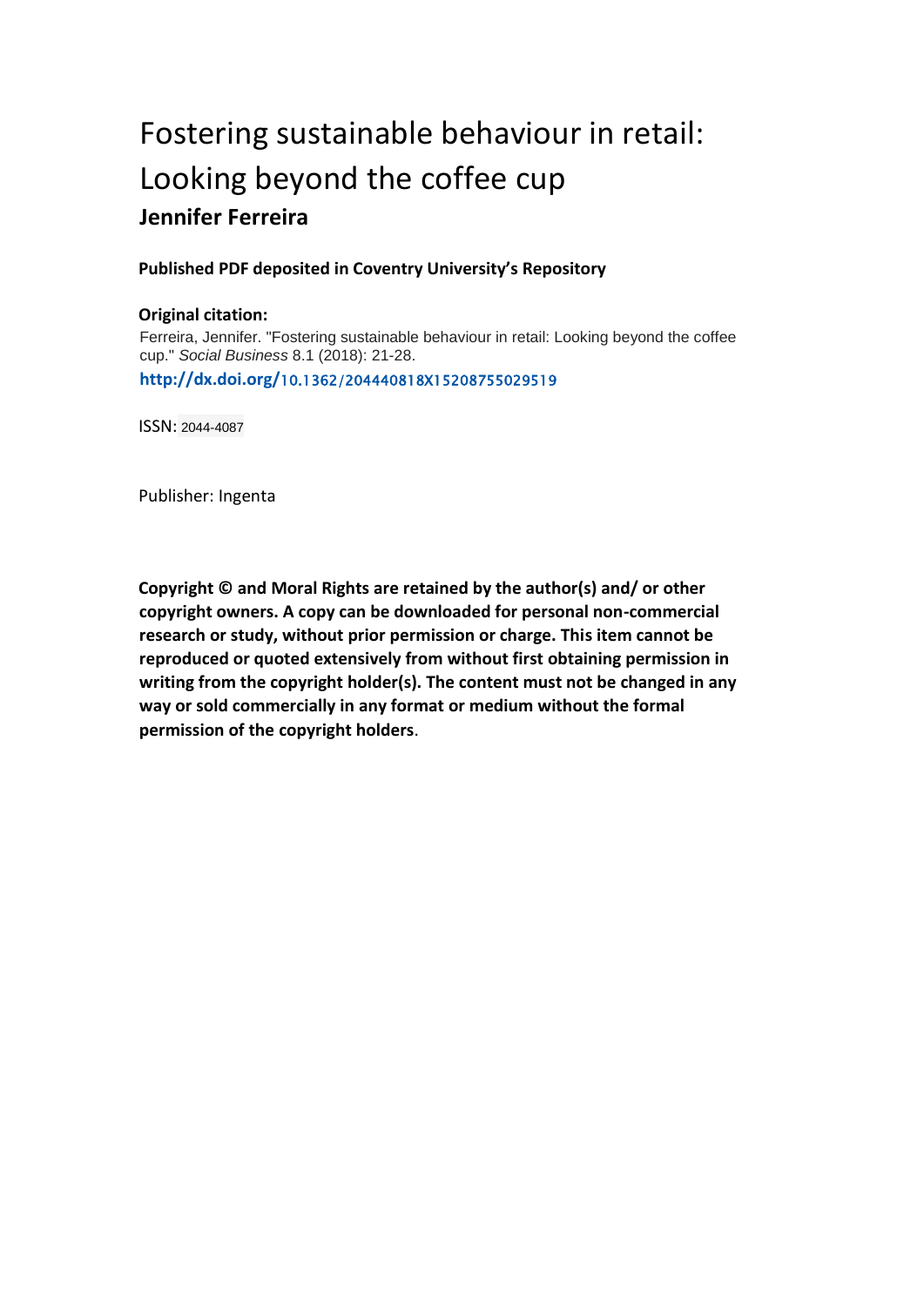# Fostering sustainable behaviour in retail: Looking beyond the coffee cup

**Jennifer Ferreira**

**Published PDF deposited in Coventry University's Repository**

**Original citation:**

Ferreira, Jennifer. "Fostering sustainable behaviour in retail: Looking beyond the coffee cup." *Social Business* 8.1 (2018): 21-28.

**http://dx.doi.org/**10.1362/204440818X15208755029519

ISSN: 2044-4087

Publisher: Ingenta

**Copyright © and Moral Rights are retained by the author(s) and/ or other copyright owners. A copy can be downloaded for personal non-commercial research or study, without prior permission or charge. This item cannot be reproduced or quoted extensively from without first obtaining permission in writing from the copyright holder(s). The content must not be changed in any way or sold commercially in any format or medium without the formal permission of the copyright holders**.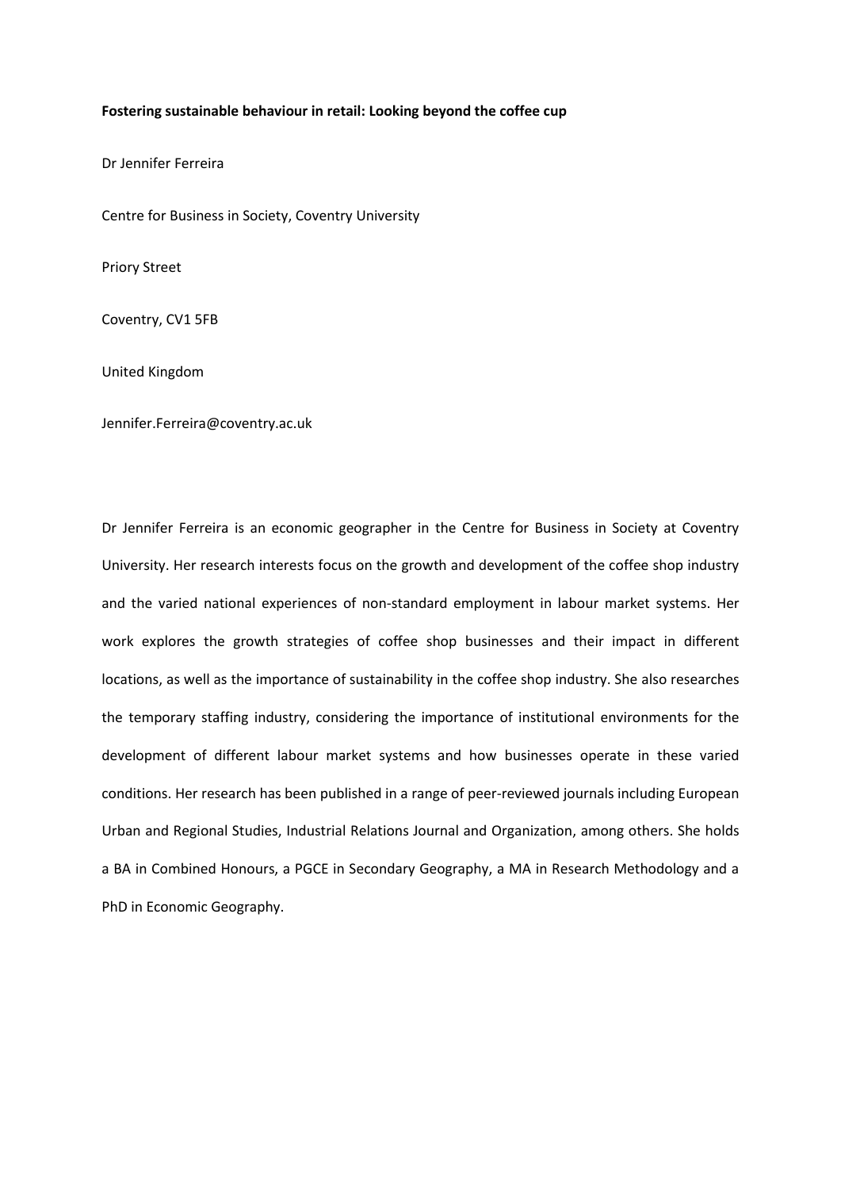**Fostering sustainable behaviour in retail: Looking beyond the coffee cup**

Dr Jennifer Ferreira

Centre for Business in Society, Coventry University

Priory Street

Coventry, CV1 5FB

United Kingdom

Jennifer.Ferreira@coventry.ac.uk

Dr Jennifer Ferreira is an economic geographer in the Centre for Business in Society at Coventry University. Her research interests focus on the growth and development of the coffee shop industry and the varied national experiences of non-standard employment in labour market systems. Her work explores the growth strategies of coffee shop businesses and their impact in different locations, as well as the importance of sustainability in the coffee shop industry. She also researches the temporary staffing industry, considering the importance of institutional environments for the development of different labour market systems and how businesses operate in these varied conditions. Her research has been published in a range of peer-reviewed journals including European Urban and Regional Studies, Industrial Relations Journal and Organization, among others. She holds a BA in Combined Honours, a PGCE in Secondary Geography, a MA in Research Methodology and a PhD in Economic Geography.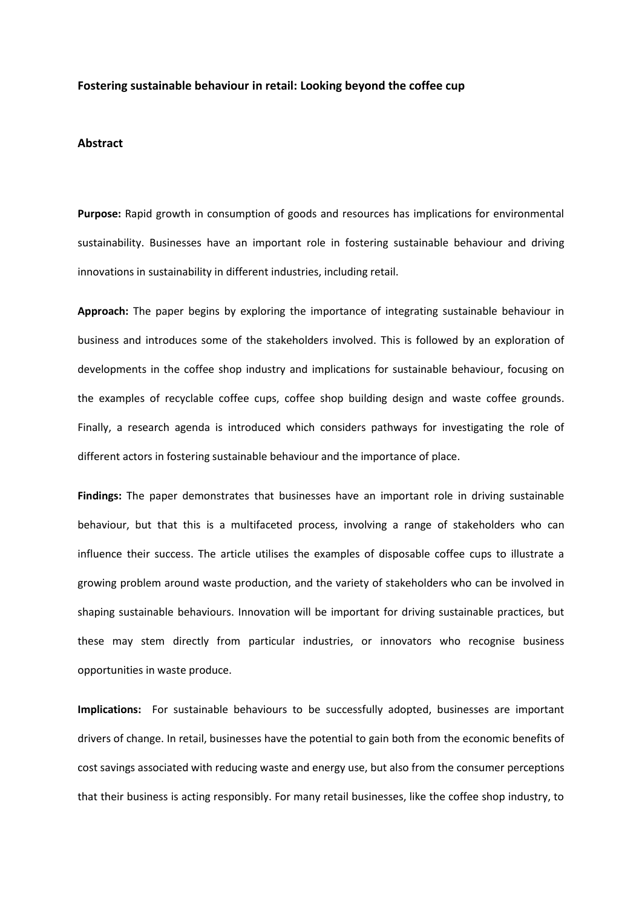**Fostering sustainable behaviour in retail: Looking beyond the coffee cup**

**Abstract**

**Purpose:** Rapid growth in consumption of goods and resources has implications for environmental sustainability. Businesses have an important role in fostering sustainable behaviour and driving innovations in sustainability in different industries, including retail.

**Approach:** The paper begins by exploring the importance of integrating sustainable behaviour in business and introduces some of the stakeholders involved. This is followed by an exploration of developments in the coffee shop industry and implications for sustainable behaviour, focusing on the examples of recyclable coffee cups, coffee shop building design and waste coffee grounds. Finally, a research agenda is introduced which considers pathways for investigating the role of different actors in fostering sustainable behaviour and the importance of place.

**Findings:** The paper demonstrates that businesses have an important role in driving sustainable behaviour, but that this is a multifaceted process, involving a range of stakeholders who can influence their success. The article utilises the examples of disposable coffee cups to illustrate a growing problem around waste production, and the variety of stakeholders who can be involved in shaping sustainable behaviours. Innovation will be important for driving sustainable practices, but these may stem directly from particular industries, or innovators who recognise business opportunities in waste produce.

**Implications:** For sustainable behaviours to be successfully adopted, businesses are important drivers of change. In retail, businesses have the potential to gain both from the economic benefits of cost savings associated with reducing waste and energy use, but also from the consumer perceptions that their business is acting responsibly. For many retail businesses, like the coffee shop industry, to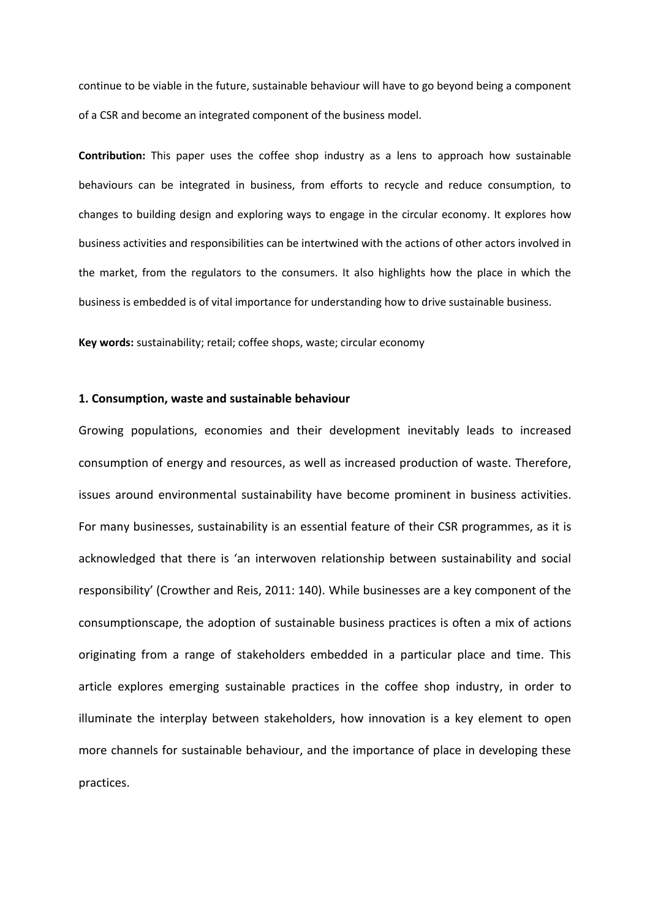continue to be viable in the future, sustainable behaviour will have to go beyond being a component of a CSR and become an integrated component of the business model.

**Contribution:** This paper uses the coffee shop industry as a lens to approach how sustainable behaviours can be integrated in business, from efforts to recycle and reduce consumption, to changes to building design and exploring ways to engage in the circular economy. It explores how business activities and responsibilities can be intertwined with the actions of other actors involved in the market, from the regulators to the consumers. It also highlights how the place in which the business is embedded is of vital importance for understanding how to drive sustainable business.

**Key words:** sustainability; retail; coffee shops, waste; circular economy

## 1. Consumption, waste and sustainable behaviour

Growing populations, economies and their development inevitably leads to increased consumption of energy and resources, as well as increased production of waste. Therefore, issues around environmental sustainability have become prominent in business activities. For many businesses, sustainability is an essential feature of their CSR programmes, as it is acknowledged that there is 'an interwoven relationship between sustainability and social responsibility' (Crowther and Reis, 2011: 140). While businesses are a key component of the consumptionscape, the adoption of sustainable business practices is often a mix of actions originating from a range of stakeholders embedded in a particular place and time. This article explores emerging sustainable practices in the coffee shop industry, in order to illuminate the interplay between stakeholders, how innovation is a key element to open more channels for sustainable behaviour, and the importance of place in developing these practices.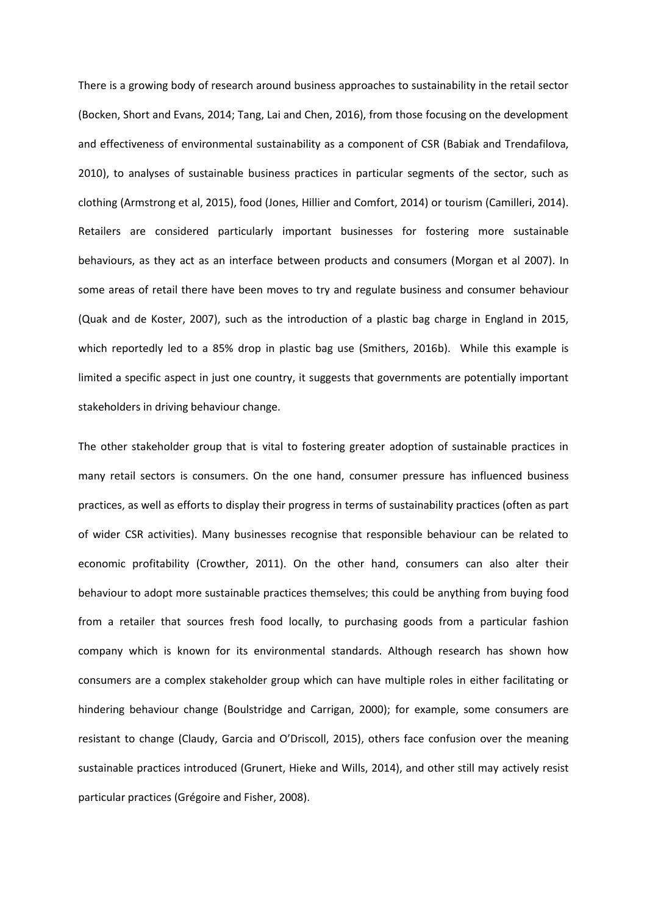There is a growing body of research around business approaches to sustainability in the retail sector (Bocken, Short and Evans, 2014; Tang, Lai and Chen, 2016), from those focusing on the development and effectiveness of environmental sustainability as a component of CSR (Babiak and Trendafilova, 2010), to analyses of sustainable business practices in particular segments of the sector, such as clothing (Armstrong et al, 2015), food (Jones, Hillier and Comfort, 2014) or tourism (Camilleri, 2014). Retailers are considered particularly important businesses for fostering more sustainable behaviours, as they act as an interface between products and consumers (Morgan et al 2007). In some areas of retail there have been moves to try and regulate business and consumer behaviour (Quak and de Koster, 2007), such as the introduction of a plastic bag charge in England in 2015, which reportedly led to a 85% drop in plastic bag use (Smithers, 2016b). While this example is limited a specific aspect in just one country, it suggests that governments are potentially important stakeholders in driving behaviour change.

The other stakeholder group that is vital to fostering greater adoption of sustainable practices in many retail sectors is consumers. On the one hand, consumer pressure has influenced business practices, as well as efforts to display their progress in terms of sustainability practices (often as part of wider CSR activities). Many businesses recognise that responsible behaviour can be related to economic profitability (Crowther, 2011). On the other hand, consumers can also alter their behaviour to adopt more sustainable practices themselves; this could be anything from buying food from a retailer that sources fresh food locally, to purchasing goods from a particular fashion company which is known for its environmental standards. Although research has shown how consumers are a complex stakeholder group which can have multiple roles in either facilitating or hindering behaviour change (Boulstridge and Carrigan, 2000); for example, some consumers are resistant to change (Claudy, Garcia and O'Driscoll, 2015), others face confusion over the meaning sustainable practices introduced (Grunert, Hieke and Wills, 2014), and other still may actively resist particular practices (Grégoire and Fisher, 2008).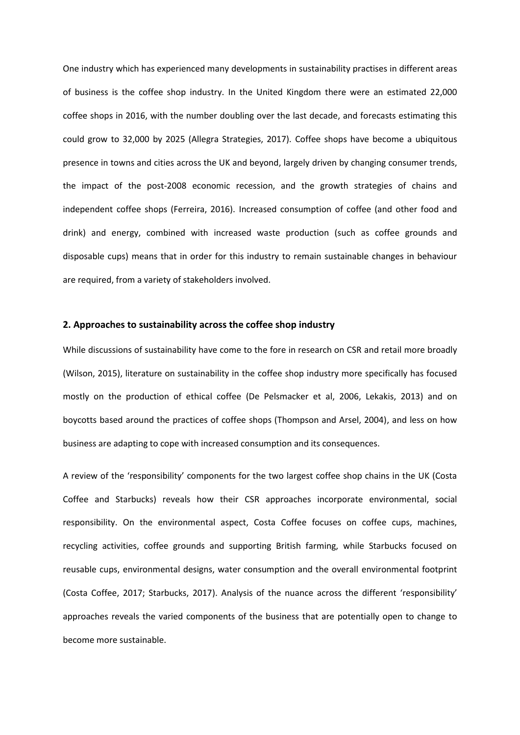One industry which has experienced many developments in sustainability practises in different areas of business is the coffee shop industry. In the United Kingdom there were an estimated 22,000 coffee shops in 2016, with the number doubling over the last decade, and forecasts estimating this could grow to 32,000 by 2025 (Allegra Strategies, 2017). Coffee shops have become a ubiquitous presence in towns and cities across the UK and beyond, largely driven by changing consumer trends, the impact of the post-2008 economic recession, and the growth strategies of chains and independent coffee shops (Ferreira, 2016). Increased consumption of coffee (and other food and drink) and energy, combined with increased waste production (such as coffee grounds and disposable cups) means that in order for this industry to remain sustainable changes in behaviour are required, from a variety of stakeholders involved.

## 2. Approaches to sustainability across the coffee shop industry

While discussions of sustainability have come to the fore in research on CSR and retail more broadly (Wilson, 2015), literature on sustainability in the coffee shop industry more specifically has focused mostly on the production of ethical coffee (De Pelsmacker et al, 2006, Lekakis, 2013) and on boycotts based around the practices of coffee shops (Thompson and Arsel, 2004), and less on how business are adapting to cope with increased consumption and its consequences.

A review of the 'responsibility' components for the two largest coffee shop chains in the UK (Costa Coffee and Starbucks) reveals how their CSR approaches incorporate environmental, social responsibility. On the environmental aspect, Costa Coffee focuses on coffee cups, machines, recycling activities, coffee grounds and supporting British farming, while Starbucks focused on reusable cups, environmental designs, water consumption and the overall environmental footprint (Costa Coffee, 2017; Starbucks, 2017). Analysis of the nuance across the different 'responsibility' approaches reveals the varied components of the business that are potentially open to change to become more sustainable.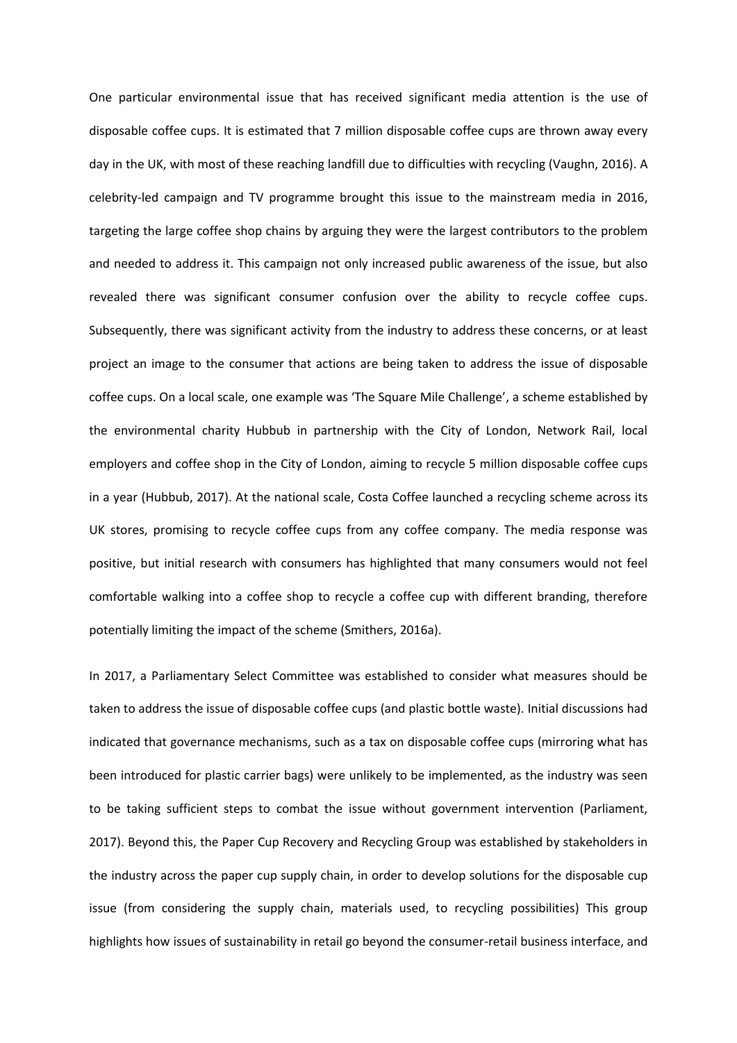One particular environmental issue that has received significant media attention is the use of disposable coffee cups. It is estimated that 7 million disposable coffee cups are thrown away every day in the UK, with most of these reaching landfill due to difficulties with recycling (Vaughn, 2016). A celebrity-led campaign and TV programme brought this issue to the mainstream media in 2016, targeting the large coffee shop chains by arguing they were the largest contributors to the problem and needed to address it. This campaign not only increased public awareness of the issue, but also revealed there was significant consumer confusion over the ability to recycle coffee cups. Subsequently, there was significant activity from the industry to address these concerns, or at least project an image to the consumer that actions are being taken to address the issue of disposable coffee cups. On a local scale, one example was 'The Square Mile Challenge', a scheme established by the environmental charity Hubbub in partnership with the City of London, Network Rail, local employers and coffee shop in the City of London, aiming to recycle 5 million disposable coffee cups in a year (Hubbub, 2017). At the national scale, Costa Coffee launched a recycling scheme across its UK stores, promising to recycle coffee cups from any coffee company. The media response was positive, but initial research with consumers has highlighted that many consumers would not feel comfortable walking into a coffee shop to recycle a coffee cup with different branding, therefore potentially limiting the impact of the scheme (Smithers, 2016a).

In 2017, a Parliamentary Select Committee was established to consider what measures should be taken to address the issue of disposable coffee cups (and plastic bottle waste). Initial discussions had indicated that governance mechanisms, such as a tax on disposable coffee cups (mirroring what has been introduced for plastic carrier bags) were unlikely to be implemented, as the industry was seen to be taking sufficient steps to combat the issue without government intervention (Parliament, 2017). Beyond this, the Paper Cup Recovery and Recycling Group was established by stakeholders in the industry across the paper cup supply chain, in order to develop solutions for the disposable cup issue (from considering the supply chain, materials used, to recycling possibilities) This group highlights how issues of sustainability in retail go beyond the consumer-retail business interface, and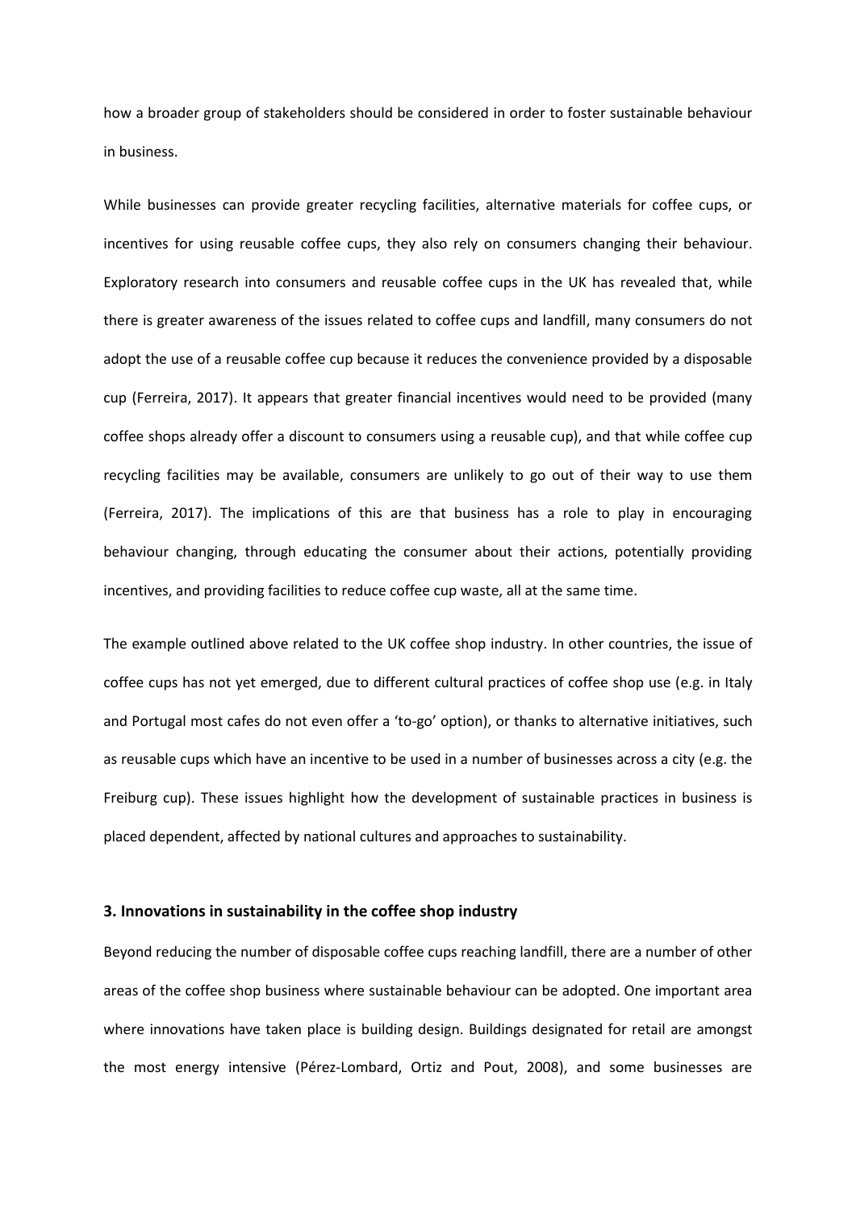how a broader group of stakeholders should be considered in order to foster sustainable behaviour in business.

While businesses can provide greater recycling facilities, alternative materials for coffee cups, or incentives for using reusable coffee cups, they also rely on consumers changing their behaviour. Exploratory research into consumers and reusable coffee cups in the UK has revealed that, while there is greater awareness of the issues related to coffee cups and landfill, many consumers do not adopt the use of a reusable coffee cup because it reduces the convenience provided by a disposable cup (Ferreira, 2017). It appears that greater financial incentives would need to be provided (many coffee shops already offer a discount to consumers using a reusable cup), and that while coffee cup recycling facilities may be available, consumers are unlikely to go out of their way to use them (Ferreira, 2017). The implications of this are that business has a role to play in encouraging behaviour changing, through educating the consumer about their actions, potentially providing incentives, and providing facilities to reduce coffee cup waste, all at the same time.

The example outlined above related to the UK coffee shop industry. In other countries, the issue of coffee cups has not yet emerged, due to different cultural practices of coffee shop use (e.g. in Italy and Portugal most cafes do not even offer a 'to-go' option), or thanks to alternative initiatives, such as reusable cups which have an incentive to be used in a number of businesses across a city (e.g. the Freiburg cup). These issues highlight how the development of sustainable practices in business is placed dependent, affected by national cultures and approaches to sustainability.

## 3. Innovations in sustainability in the coffee shop industry

Beyond reducing the number of disposable coffee cups reaching landfill, there are a number of other areas of the coffee shop business where sustainable behaviour can be adopted. One important area where innovations have taken place is building design. Buildings designated for retail are amongst the most energy intensive (Pérez-Lombard, Ortiz and Pout, 2008), and some businesses are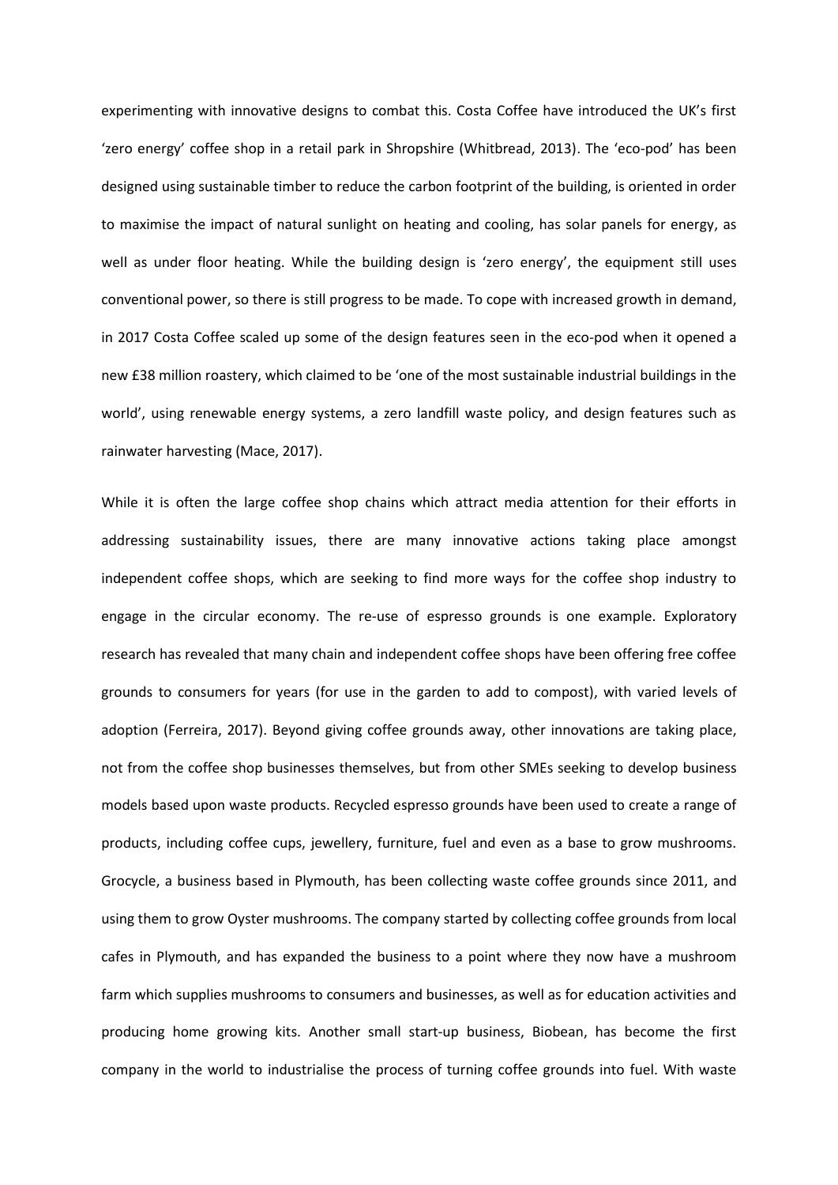experimenting with innovative designs to combat this. Costa Coffee have introduced the UK's first 'zero energy' coffee shop in a retail park in Shropshire (Whitbread, 2013). The 'eco-pod' has been designed using sustainable timber to reduce the carbon footprint of the building, is oriented in order to maximise the impact of natural sunlight on heating and cooling, has solar panels for energy, as well as under floor heating. While the building design is 'zero energy', the equipment still uses conventional power, so there is still progress to be made. To cope with increased growth in demand, in 2017 Costa Coffee scaled up some of the design features seen in the eco-pod when it opened a new £38 million roastery, which claimed to be 'one of the most sustainable industrial buildings in the world', using renewable energy systems, a zero landfill waste policy, and design features such as rainwater harvesting (Mace, 2017).

While it is often the large coffee shop chains which attract media attention for their efforts in addressing sustainability issues, there are many innovative actions taking place amongst independent coffee shops, which are seeking to find more ways for the coffee shop industry to engage in the circular economy. The re-use of espresso grounds is one example. Exploratory research has revealed that many chain and independent coffee shops have been offering free coffee grounds to consumers for years (for use in the garden to add to compost), with varied levels of adoption (Ferreira, 2017). Beyond giving coffee grounds away, other innovations are taking place, not from the coffee shop businesses themselves, but from other SMEs seeking to develop business models based upon waste products. Recycled espresso grounds have been used to create a range of products, including coffee cups, jewellery, furniture, fuel and even as a base to grow mushrooms. Grocycle, a business based in Plymouth, has been collecting waste coffee grounds since 2011, and using them to grow Oyster mushrooms. The company started by collecting coffee grounds from local cafes in Plymouth, and has expanded the business to a point where they now have a mushroom farm which supplies mushrooms to consumers and businesses, as well as for education activities and producing home growing kits. Another small start-up business, Biobean, has become the first company in the world to industrialise the process of turning coffee grounds into fuel. With waste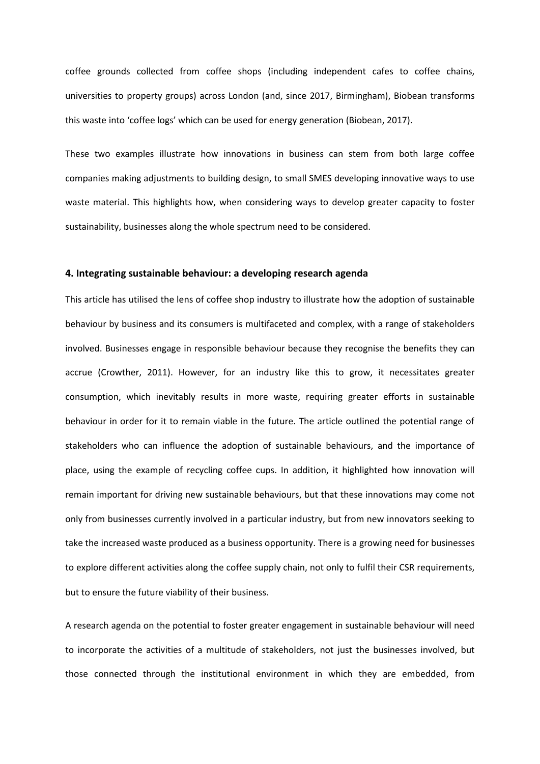coffee grounds collected from coffee shops (including independent cafes to coffee chains, universities to property groups) across London (and, since 2017, Birmingham), Biobean transforms this waste into 'coffee logs' which can be used for energy generation (Biobean, 2017).

These two examples illustrate how innovations in business can stem from both large coffee companies making adjustments to building design, to small SMES developing innovative ways to use waste material. This highlights how, when considering ways to develop greater capacity to foster sustainability, businesses along the whole spectrum need to be considered.

## 4. Integrating sustainable behaviour: a developing research agenda

This article has utilised the lens of coffee shop industry to illustrate how the adoption of sustainable behaviour by business and its consumers is multifaceted and complex, with a range of stakeholders involved. Businesses engage in responsible behaviour because they recognise the benefits they can accrue (Crowther, 2011). However, for an industry like this to grow, it necessitates greater consumption, which inevitably results in more waste, requiring greater efforts in sustainable behaviour in order for it to remain viable in the future. The article outlined the potential range of stakeholders who can influence the adoption of sustainable behaviours, and the importance of place, using the example of recycling coffee cups. In addition, it highlighted how innovation will remain important for driving new sustainable behaviours, but that these innovations may come not only from businesses currently involved in a particular industry, but from new innovators seeking to take the increased waste produced as a business opportunity. There is a growing need for businesses to explore different activities along the coffee supply chain, not only to fulfil their CSR requirements, but to ensure the future viability of their business.

A research agenda on the potential to foster greater engagement in sustainable behaviour will need to incorporate the activities of a multitude of stakeholders, not just the businesses involved, but those connected through the institutional environment in which they are embedded, from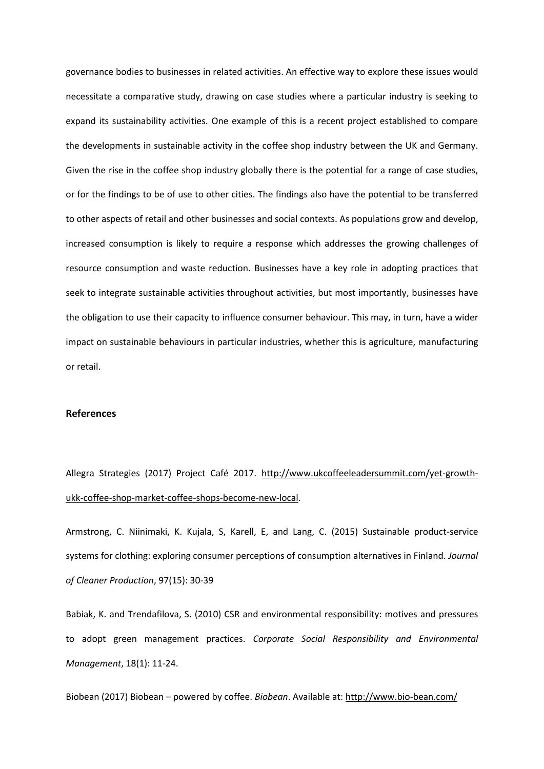governance bodies to businesses in related activities. An effective way to explore these issues would necessitate a comparative study, drawing on case studies where a particular industry is seeking to expand its sustainability activities. One example of this is a recent project established to compare the developments in sustainable activity in the coffee shop industry between the UK and Germany. Given the rise in the coffee shop industry globally there is the potential for a range of case studies, or for the findings to be of use to other cities. The findings also have the potential to be transferred to other aspects of retail and other businesses and social contexts. As populations grow and develop, increased consumption is likely to require a response which addresses the growing challenges of resource consumption and waste reduction. Businesses have a key role in adopting practices that seek to integrate sustainable activities throughout activities, but most importantly, businesses have the obligation to use their capacity to influence consumer behaviour. This may, in turn, have a wider impact on sustainable behaviours in particular industries, whether this is agriculture, manufacturing or retail.

## References

Allegra Strategies (2017) Project Café 2017. http://www.ukcoffeeleadersummit.com/yet-growth-ukk-coffee-shop-market-coffee-shops-become-new-local.

Armstrong, C. Niinimaki, K. Kujala, S, Karell, E, and Lang, C. (2015) Sustainable product-service systems for clothing: exploring consumer perceptions of consumption alternatives in Finland. *Journal of Cleaner Production*, 97(15): 30-39

Babiak, K. and Trendafilova, S. (2010) CSR and environmental responsibility: motives and pressures to adopt green management practices. *Corporate Social Responsibility and Environmental Management*, 18(1): 11-24.

Biobean (2017) Biobean – powered by coffee. *Biobean*. Available at: http://www.bio-bean.com/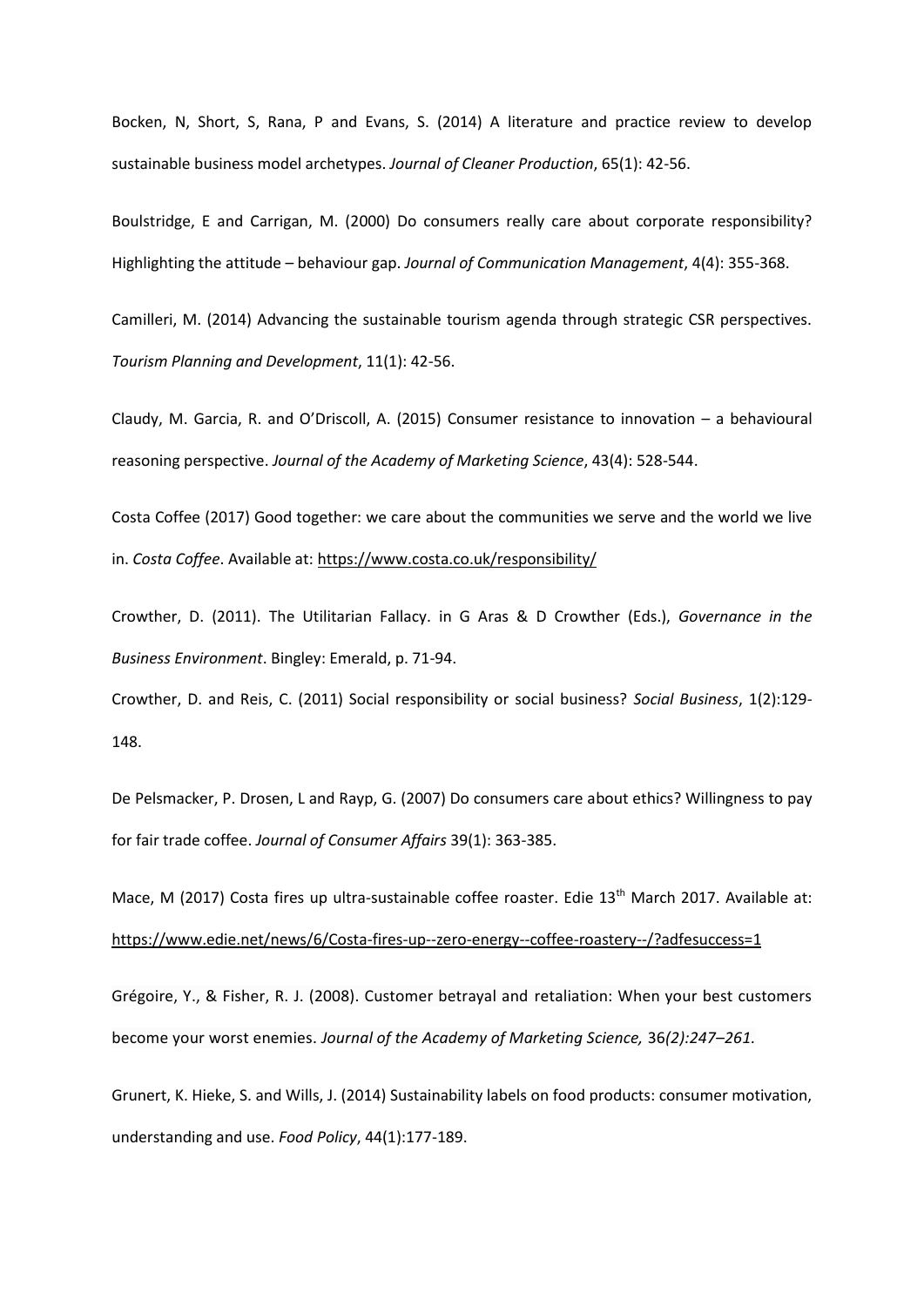Bocken, N, Short, S, Rana, P and Evans, S. (2014) A literature and practice review to develop sustainable business model archetypes. *Journal of Cleaner Production*, 65(1): 42-56.

Boulstridge, E and Carrigan, M. (2000) Do consumers really care about corporate responsibility? Highlighting the attitude – behaviour gap. *Journal of Communication Management*, 4(4): 355-368.

Camilleri, M. (2014) Advancing the sustainable tourism agenda through strategic CSR perspectives. *Tourism Planning and Development*, 11(1): 42-56.

Claudy, M. Garcia, R. and O'Driscoll, A. (2015) Consumer resistance to innovation – a behavioural reasoning perspective. *Journal of the Academy of Marketing Science*, 43(4): 528-544.

Costa Coffee (2017) Good together: we care about the communities we serve and the world we live in. *Costa Coffee*. Available at: https://www.costa.co.uk/responsibility/

Crowther, D. (2011). The Utilitarian Fallacy. in G Aras & D Crowther (Eds.), *Governance in the Business Environment*. Bingley: Emerald, p. 71-94.

Crowther, D. and Reis, C. (2011) Social responsibility or social business? *Social Business*, 1(2):129-148.

De Pelsmacker, P. Drosen, L and Rayp, G. (2007) Do consumers care about ethics? Willingness to pay for fair trade coffee. *Journal of Consumer Affairs* 39(1): 363-385.

Mace, M (2017) Costa fires up ultra-sustainable coffee roaster. Edie 13th March 2017. Available at: https://www.edie.net/news/6/Costa-fires-up--zero-energy--coffee-roastery--/?adfesuccess=1

Grégoire, Y., & Fisher, R. J. (2008). Customer betrayal and retaliation: When your best customers become your worst enemies. *Journal of the Academy of Marketing Science,* 36*(2):247–261.*

Grunert, K. Hieke, S. and Wills, J. (2014) Sustainability labels on food products: consumer motivation, understanding and use. *Food Policy*, 44(1):177-189.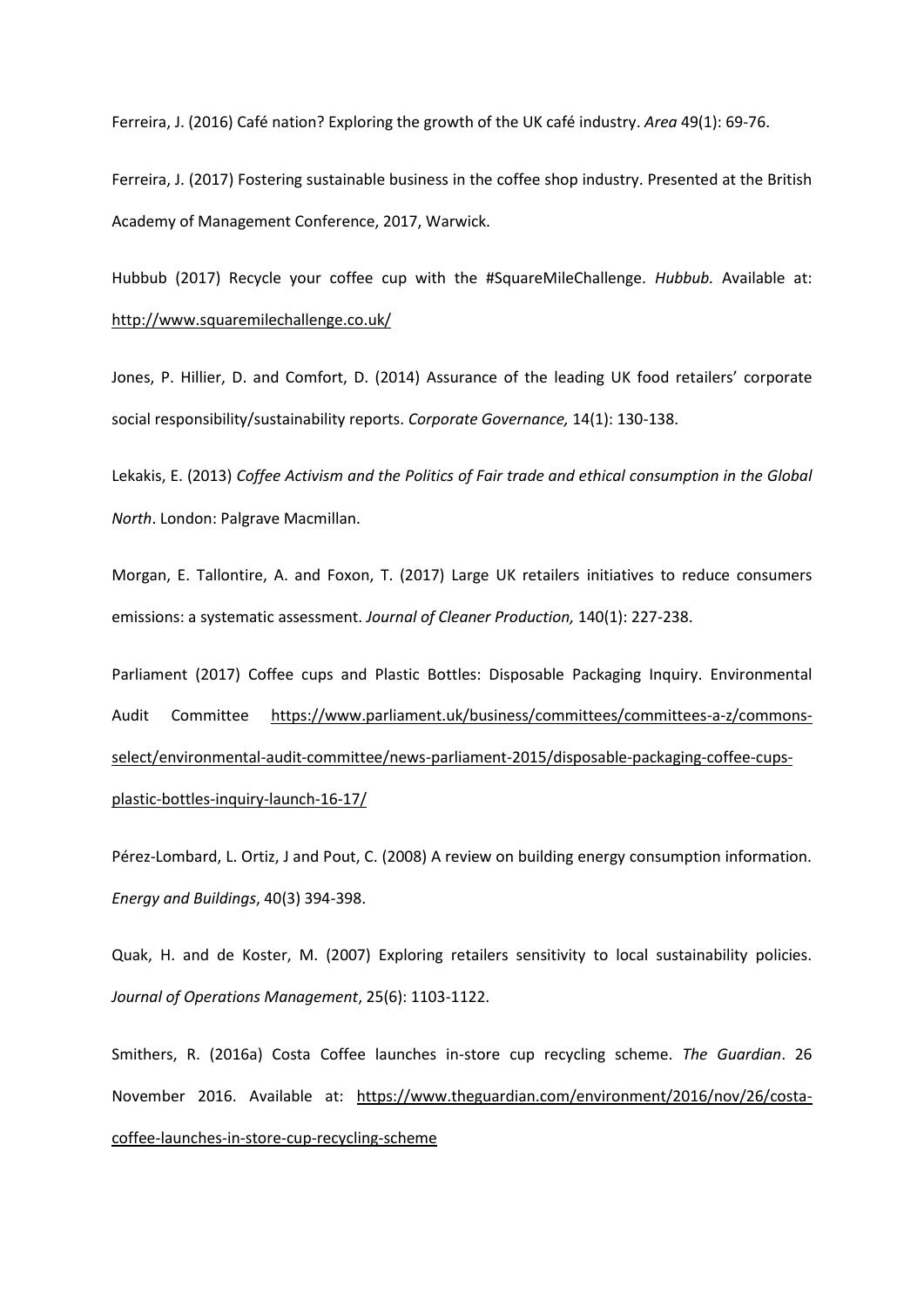Ferreira, J. (2016) Café nation? Exploring the growth of the UK café industry. *Area* 49(1): 69-76.

Ferreira, J. (2017) Fostering sustainable business in the coffee shop industry. Presented at the British Academy of Management Conference, 2017, Warwick.

Hubbub (2017) Recycle your coffee cup with the #SquareMileChallenge. *Hubbub.* Available at: http://www.squaremilechallenge.co.uk/

Jones, P. Hillier, D. and Comfort, D. (2014) Assurance of the leading UK food retailers' corporate social responsibility/sustainability reports. *Corporate Governance,* 14(1): 130-138.

Lekakis, E. (2013) *Coffee Activism and the Politics of Fair trade and ethical consumption in the Global North*. London: Palgrave Macmillan.

Morgan, E. Tallontire, A. and Foxon, T. (2017) Large UK retailers initiatives to reduce consumers emissions: a systematic assessment. *Journal of Cleaner Production,* 140(1): 227-238.

Parliament (2017) Coffee cups and Plastic Bottles: Disposable Packaging Inquiry. Environmental Audit Committee https://www.parliament.uk/business/committees/committees-a-z/commons-select/environmental-audit-committee/news-parliament-2015/disposable-packaging-coffee-cups-plastic-bottles-inquiry-launch-16-17/

Pérez-Lombard, L. Ortiz, J and Pout, C. (2008) A review on building energy consumption information. *Energy and Buildings*, 40(3) 394-398.

Quak, H. and de Koster, M. (2007) Exploring retailers sensitivity to local sustainability policies. *Journal of Operations Management*, 25(6): 1103-1122.

Smithers, R. (2016a) Costa Coffee launches in-store cup recycling scheme. *The Guardian*. 26 November 2016. Available at: https://www.theguardian.com/environment/2016/nov/26/costa-coffee-launches-in-store-cup-recycling-scheme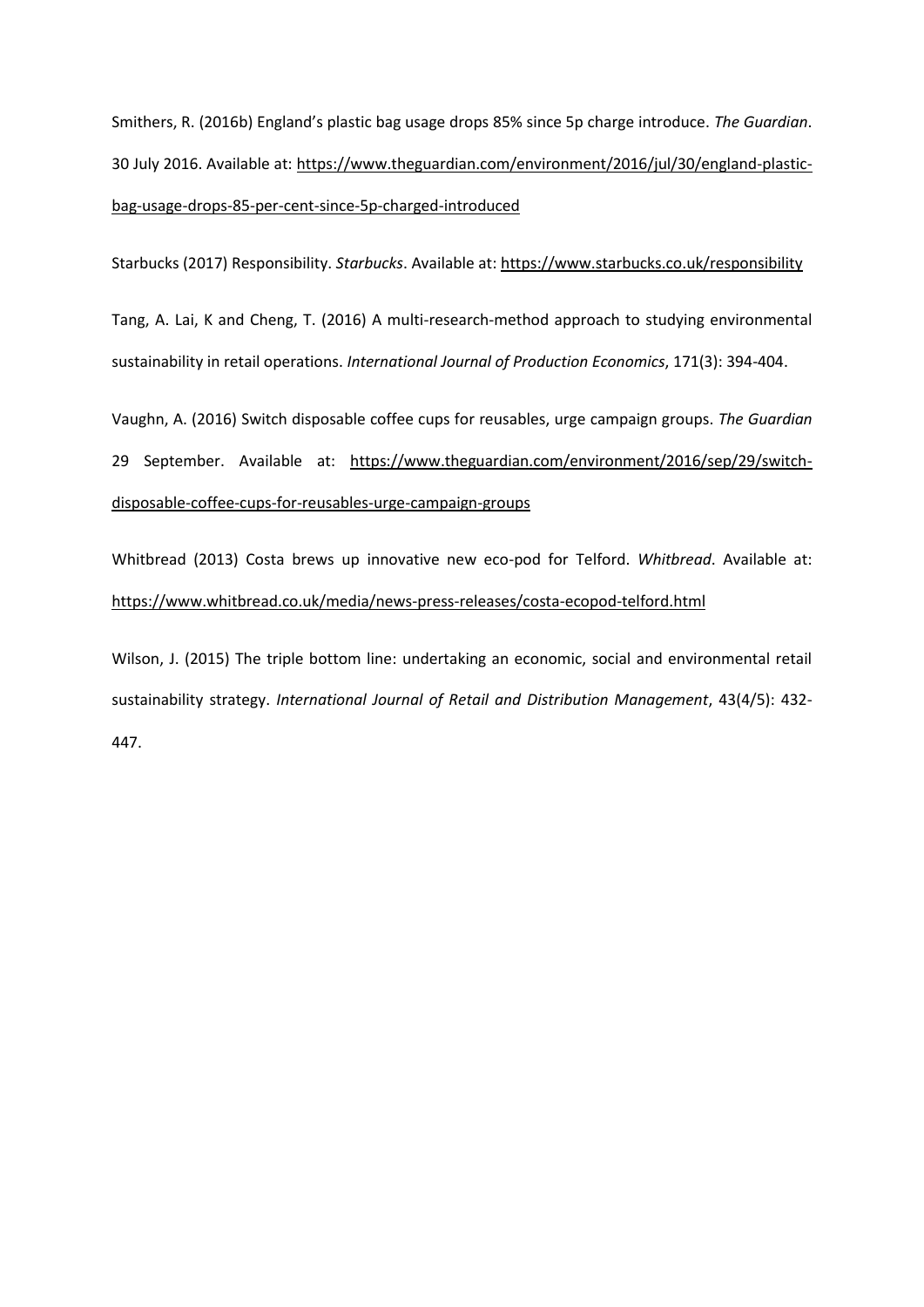Smithers, R. (2016b) England's plastic bag usage drops 85% since 5p charge introduce. *The Guardian*. 30 July 2016. Available at: https://www.theguardian.com/environment/2016/jul/30/england-plastic-bag-usage-drops-85-per-cent-since-5p-charged-introduced

Starbucks (2017) Responsibility. *Starbucks*. Available at: https://www.starbucks.co.uk/responsibility

Tang, A. Lai, K and Cheng, T. (2016) A multi-research-method approach to studying environmental sustainability in retail operations. *International Journal of Production Economics*, 171(3): 394-404.

Vaughn, A. (2016) Switch disposable coffee cups for reusables, urge campaign groups. *The Guardian* 29 September. Available at: https://www.theguardian.com/environment/2016/sep/29/switch-disposable-coffee-cups-for-reusables-urge-campaign-groups

Whitbread (2013) Costa brews up innovative new eco-pod for Telford. *Whitbread*. Available at: https://www.whitbread.co.uk/media/news-press-releases/costa-ecopod-telford.html

Wilson, J. (2015) The triple bottom line: undertaking an economic, social and environmental retail sustainability strategy. *International Journal of Retail and Distribution Management*, 43(4/5): 432-447.